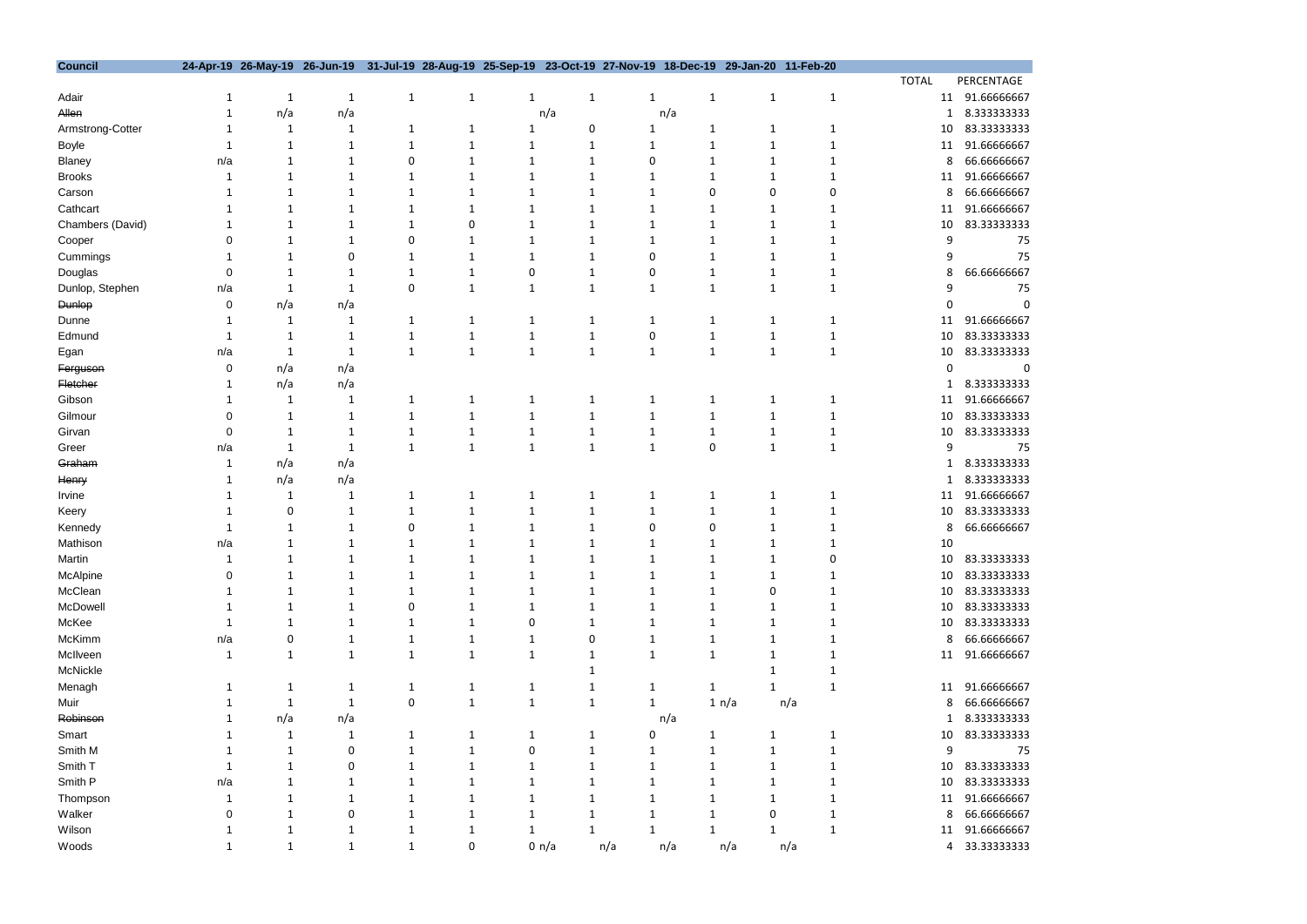| Council | 24-Apr-19 | 26-May-19 | 26-Jun-19 | 31-Jul-19 | 28-Aug-19 | 25-Sep-19 | 23-Oct-19 | 27-Nov-19 | 18-Dec-19 | 29-Jan-20 | 11-Feb-20 | TOTAL | PERCENTAGE |
|---|---|---|---|---|---|---|---|---|---|---|---|---|---|
| Adair | 1 | 1 | 1 | 1 | 1 | 1 | 1 | 1 | 1 | 1 | 1 | 11 | 91.66666667 |
| ~~Allen~~ | 1 | n/a | n/a | | | n/a | | n/a | | | | 1 | 8.333333333 |
| Armstrong-Cotter | 1 | 1 | 1 | 1 | 1 | 1 | 0 | 1 | 1 | 1 | 1 | 10 | 83.33333333 |
| Boyle | 1 | 1 | 1 | 1 | 1 | 1 | 1 | 1 | 1 | 1 | 1 | 11 | 91.66666667 |
| Blaney | n/a | 1 | 1 | 0 | 1 | 1 | 1 | 0 | 1 | 1 | 1 | 8 | 66.66666667 |
| Brooks | 1 | 1 | 1 | 1 | 1 | 1 | 1 | 1 | 1 | 1 | 1 | 11 | 91.66666667 |
| Carson | 1 | 1 | 1 | 1 | 1 | 1 | 1 | 1 | 0 | 0 | 0 | 8 | 66.66666667 |
| Cathcart | 1 | 1 | 1 | 1 | 1 | 1 | 1 | 1 | 1 | 1 | 1 | 11 | 91.66666667 |
| Chambers (David) | 1 | 1 | 1 | 1 | 0 | 1 | 1 | 1 | 1 | 1 | 1 | 10 | 83.33333333 |
| Cooper | 0 | 1 | 1 | 0 | 1 | 1 | 1 | 1 | 1 | 1 | 1 | 9 | 75 |
| Cummings | 1 | 1 | 0 | 1 | 1 | 1 | 1 | 0 | 1 | 1 | 1 | 9 | 75 |
| Douglas | 0 | 1 | 1 | 1 | 1 | 0 | 1 | 0 | 1 | 1 | 1 | 8 | 66.66666667 |
| Dunlop, Stephen | n/a | 1 | 1 | 0 | 1 | 1 | 1 | 1 | 1 | 1 | 1 | 9 | 75 |
| ~~Dunlop~~ | 0 | n/a | n/a | | | | | | | | | 0 | 0 |
| Dunne | 1 | 1 | 1 | 1 | 1 | 1 | 1 | 1 | 1 | 1 | 1 | 11 | 91.66666667 |
| Edmund | 1 | 1 | 1 | 1 | 1 | 1 | 1 | 0 | 1 | 1 | 1 | 10 | 83.33333333 |
| Egan | n/a | 1 | 1 | 1 | 1 | 1 | 1 | 1 | 1 | 1 | 1 | 10 | 83.33333333 |
| ~~Ferguson~~ | 0 | n/a | n/a | | | | | | | | | 0 | 0 |
| ~~Fletcher~~ | 1 | n/a | n/a | | | | | | | | | 1 | 8.333333333 |
| Gibson | 1 | 1 | 1 | 1 | 1 | 1 | 1 | 1 | 1 | 1 | 1 | 11 | 91.66666667 |
| Gilmour | 0 | 1 | 1 | 1 | 1 | 1 | 1 | 1 | 1 | 1 | 1 | 10 | 83.33333333 |
| Girvan | 0 | 1 | 1 | 1 | 1 | 1 | 1 | 1 | 1 | 1 | 1 | 10 | 83.33333333 |
| Greer | n/a | 1 | 1 | 1 | 1 | 1 | 1 | 1 | 0 | 1 | 1 | 9 | 75 |
| ~~Graham~~ | 1 | n/a | n/a | | | | | | | | | 1 | 8.333333333 |
| ~~Henry~~ | 1 | n/a | n/a | | | | | | | | | 1 | 8.333333333 |
| Irvine | 1 | 1 | 1 | 1 | 1 | 1 | 1 | 1 | 1 | 1 | 1 | 11 | 91.66666667 |
| Keery | 1 | 0 | 1 | 1 | 1 | 1 | 1 | 1 | 1 | 1 | 1 | 10 | 83.33333333 |
| Kennedy | 1 | 1 | 1 | 0 | 1 | 1 | 1 | 0 | 0 | 1 | 1 | 8 | 66.66666667 |
| Mathison | n/a | 1 | 1 | 1 | 1 | 1 | 1 | 1 | 1 | 1 | 1 | 10 | |
| Martin | 1 | 1 | 1 | 1 | 1 | 1 | 1 | 1 | 1 | 1 | 0 | 10 | 83.33333333 |
| McAlpine | 0 | 1 | 1 | 1 | 1 | 1 | 1 | 1 | 1 | 1 | 1 | 10 | 83.33333333 |
| McClean | 1 | 1 | 1 | 1 | 1 | 1 | 1 | 1 | 1 | 0 | 1 | 10 | 83.33333333 |
| McDowell | 1 | 1 | 1 | 0 | 1 | 1 | 1 | 1 | 1 | 1 | 1 | 10 | 83.33333333 |
| McKee | 1 | 1 | 1 | 1 | 1 | 0 | 1 | 1 | 1 | 1 | 1 | 10 | 83.33333333 |
| McKimm | n/a | 0 | 1 | 1 | 1 | 1 | 0 | 1 | 1 | 1 | 1 | 8 | 66.66666667 |
| McIlveen | 1 | 1 | 1 | 1 | 1 | 1 | 1 | 1 | 1 | 1 | 1 | 11 | 91.66666667 |
| McNickle | | | | | | | 1 | | | 1 | 1 | | |
| Menagh | 1 | 1 | 1 | 1 | 1 | 1 | 1 | 1 | 1 | 1 | 1 | 11 | 91.66666667 |
| Muir | 1 | 1 | 1 | 0 | 1 | 1 | 1 | 1 | 1 | n/a | n/a | 8 | 66.66666667 |
| ~~Robinson~~ | 1 | n/a | n/a | | | | | n/a | | | | 1 | 8.333333333 |
| Smart | 1 | 1 | 1 | 1 | 1 | 1 | 1 | 0 | 1 | 1 | 1 | 10 | 83.33333333 |
| Smith M | 1 | 1 | 0 | 1 | 1 | 0 | 1 | 1 | 1 | 1 | 1 | 9 | 75 |
| Smith T | 1 | 1 | 0 | 1 | 1 | 1 | 1 | 1 | 1 | 1 | 1 | 10 | 83.33333333 |
| Smith P | n/a | 1 | 1 | 1 | 1 | 1 | 1 | 1 | 1 | 1 | 1 | 10 | 83.33333333 |
| Thompson | 1 | 1 | 1 | 1 | 1 | 1 | 1 | 1 | 1 | 1 | 1 | 11 | 91.66666667 |
| Walker | 0 | 1 | 0 | 1 | 1 | 1 | 1 | 1 | 1 | 0 | 1 | 8 | 66.66666667 |
| Wilson | 1 | 1 | 1 | 1 | 1 | 1 | 1 | 1 | 1 | 1 | 1 | 11 | 91.66666667 |
| Woods | 1 | 1 | 1 | 1 | 0 | 0 | n/a | n/a | n/a | n/a | n/a | 4 | 33.33333333 |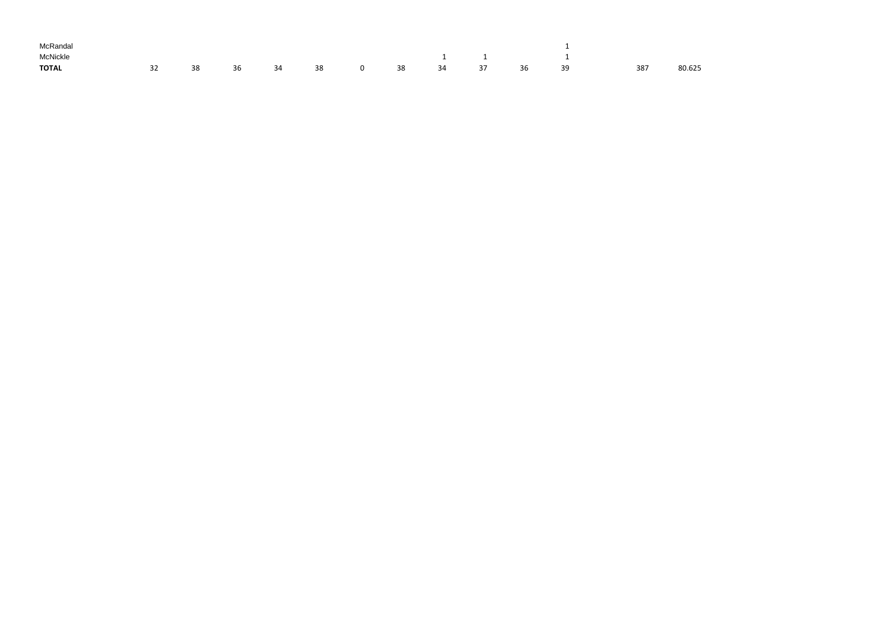| | | | | | | | | | | | | | |
|---|---|---|---|---|---|---|---|---|---|---|---|---|---|
| McRandal | | | | | | | | | | | 1 | | | |
| McNickle | | | | | | | | 1 | 1 | | 1 | | | |
| **TOTAL** | 32 | 38 | 36 | 34 | 38 | 0 | 38 | 34 | 37 | 36 | 39 | | 387 | 80.625 |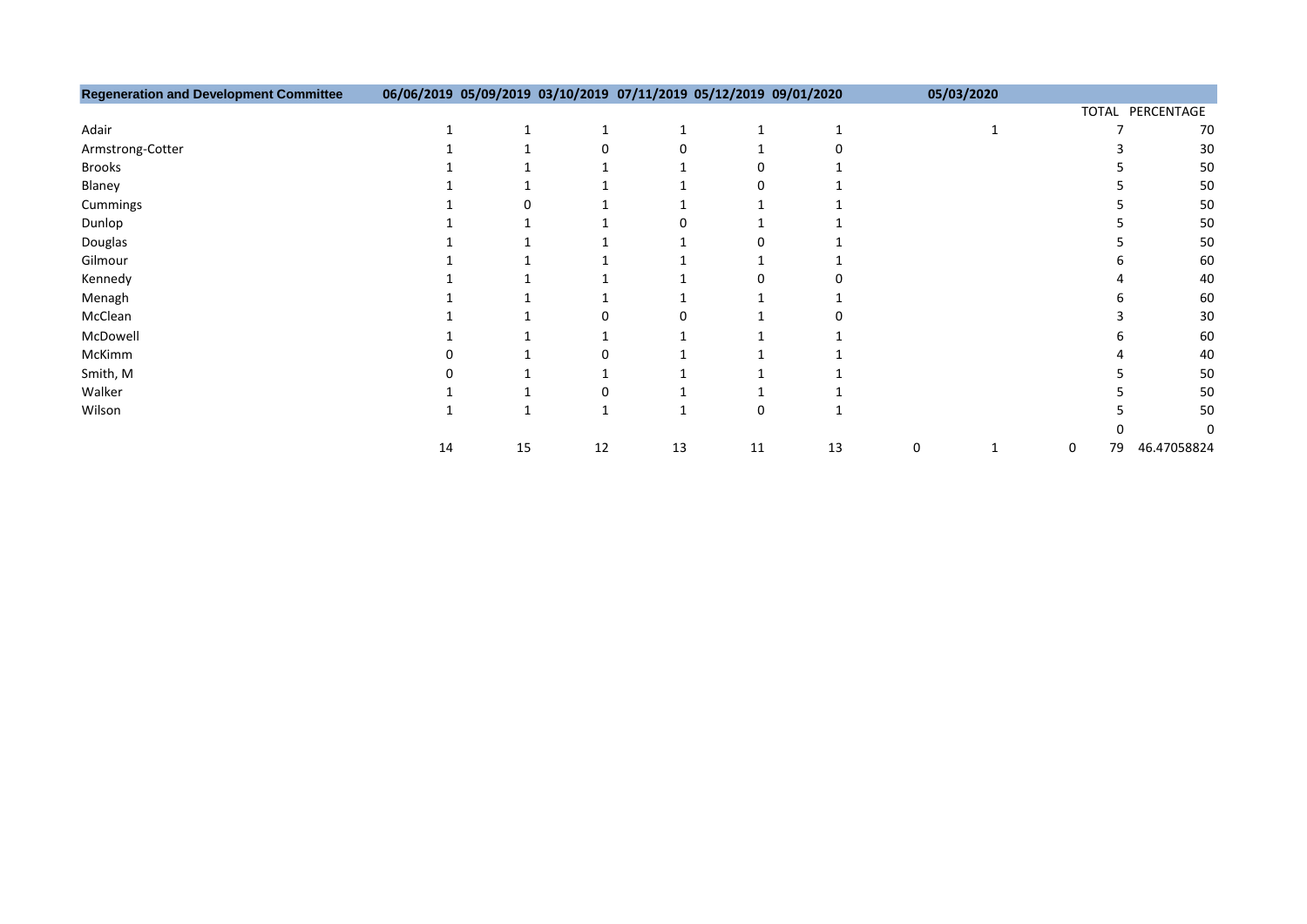| Regeneration and Development Committee | 06/06/2019 | 05/09/2019 | 03/10/2019 | 07/11/2019 | 05/12/2019 | 09/01/2020 | | 05/03/2020 | | | |
|---|---|---|---|---|---|---|---|---|---|---|---|
| | | | | | | | | | | TOTAL | PERCENTAGE |
| Adair | 1 | 1 | 1 | 1 | 1 | 1 | | 1 | | 7 | 70 |
| Armstrong-Cotter | 1 | 1 | 0 | 0 | 1 | 0 | | | | 3 | 30 |
| Brooks | 1 | 1 | 1 | 1 | 0 | 1 | | | | 5 | 50 |
| Blaney | 1 | 1 | 1 | 1 | 0 | 1 | | | | 5 | 50 |
| Cummings | 1 | 0 | 1 | 1 | 1 | 1 | | | | 5 | 50 |
| Dunlop | 1 | 1 | 1 | 0 | 1 | 1 | | | | 5 | 50 |
| Douglas | 1 | 1 | 1 | 1 | 0 | 1 | | | | 5 | 50 |
| Gilmour | 1 | 1 | 1 | 1 | 1 | 1 | | | | 6 | 60 |
| Kennedy | 1 | 1 | 1 | 1 | 0 | 0 | | | | 4 | 40 |
| Menagh | 1 | 1 | 1 | 1 | 1 | 1 | | | | 6 | 60 |
| McClean | 1 | 1 | 0 | 0 | 1 | 0 | | | | 3 | 30 |
| McDowell | 1 | 1 | 1 | 1 | 1 | 1 | | | | 6 | 60 |
| McKimm | 0 | 1 | 0 | 1 | 1 | 1 | | | | 4 | 40 |
| Smith, M | 0 | 1 | 1 | 1 | 1 | 1 | | | | 5 | 50 |
| Walker | 1 | 1 | 0 | 1 | 1 | 1 | | | | 5 | 50 |
| Wilson | 1 | 1 | 1 | 1 | 0 | 1 | | | | 5 | 50 |
| | | | | | | | | | | 0 | 0 |
| | 14 | 15 | 12 | 13 | 11 | 13 | 0 | 1 | 0 | 79 | 46.47058824 |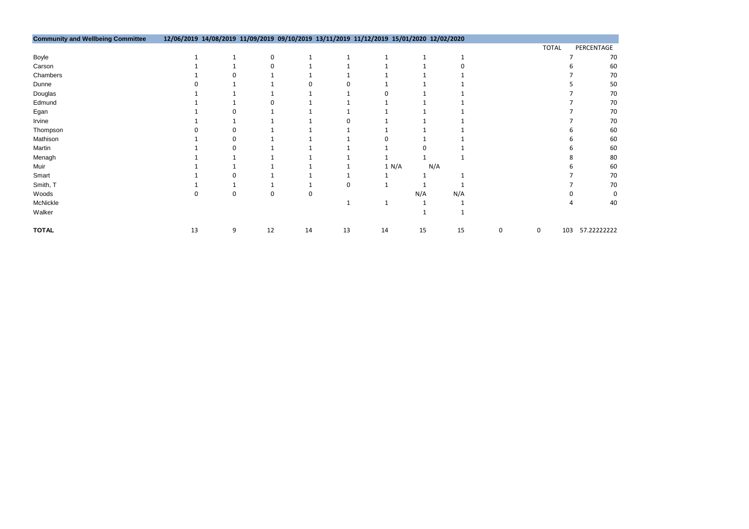| Community and Wellbeing Committee | 12/06/2019 | 14/08/2019 | 11/09/2019 | 09/10/2019 | 13/11/2019 | 11/12/2019 | 15/01/2020 | 12/02/2020 | | | TOTAL | PERCENTAGE |
|---|---|---|---|---|---|---|---|---|---|---|---|---|
| Boyle | 1 | 1 | 0 | 1 | 1 | 1 | 1 | 1 | | | 7 | 70 |
| Carson | 1 | 1 | 0 | 1 | 1 | 1 | 1 | 0 | | | 6 | 60 |
| Chambers | 1 | 0 | 1 | 1 | 1 | 1 | 1 | 1 | | | 7 | 70 |
| Dunne | 0 | 1 | 1 | 0 | 0 | 1 | 1 | 1 | | | 5 | 50 |
| Douglas | 1 | 1 | 1 | 1 | 1 | 0 | 1 | 1 | | | 7 | 70 |
| Edmund | 1 | 1 | 0 | 1 | 1 | 1 | 1 | 1 | | | 7 | 70 |
| Egan | 1 | 0 | 1 | 1 | 1 | 1 | 1 | 1 | | | 7 | 70 |
| Irvine | 1 | 1 | 1 | 1 | 0 | 1 | 1 | 1 | | | 7 | 70 |
| Thompson | 0 | 0 | 1 | 1 | 1 | 1 | 1 | 1 | | | 6 | 60 |
| Mathison | 1 | 0 | 1 | 1 | 1 | 0 | 1 | 1 | | | 6 | 60 |
| Martin | 1 | 0 | 1 | 1 | 1 | 1 | 0 | 1 | | | 6 | 60 |
| Menagh | 1 | 1 | 1 | 1 | 1 | 1 | 1 | 1 | | | 8 | 80 |
| Muir | 1 | 1 | 1 | 1 | 1 | 1 | N/A | N/A | | | 6 | 60 |
| Smart | 1 | 0 | 1 | 1 | 1 | 1 | 1 | 1 | | | 7 | 70 |
| Smith, T | 1 | 1 | 1 | 1 | 0 | 1 | 1 | 1 | | | 7 | 70 |
| Woods | 0 | 0 | 0 | 0 | | | N/A | N/A | | | 0 | 0 |
| McNickle | | | | | 1 | 1 | 1 | 1 | | | 4 | 40 |
| Walker | | | | | | | 1 | 1 | | | | |
| **TOTAL** | 13 | 9 | 12 | 14 | 13 | 14 | 15 | 15 | 0 | 0 | 103 | 57.22222222 |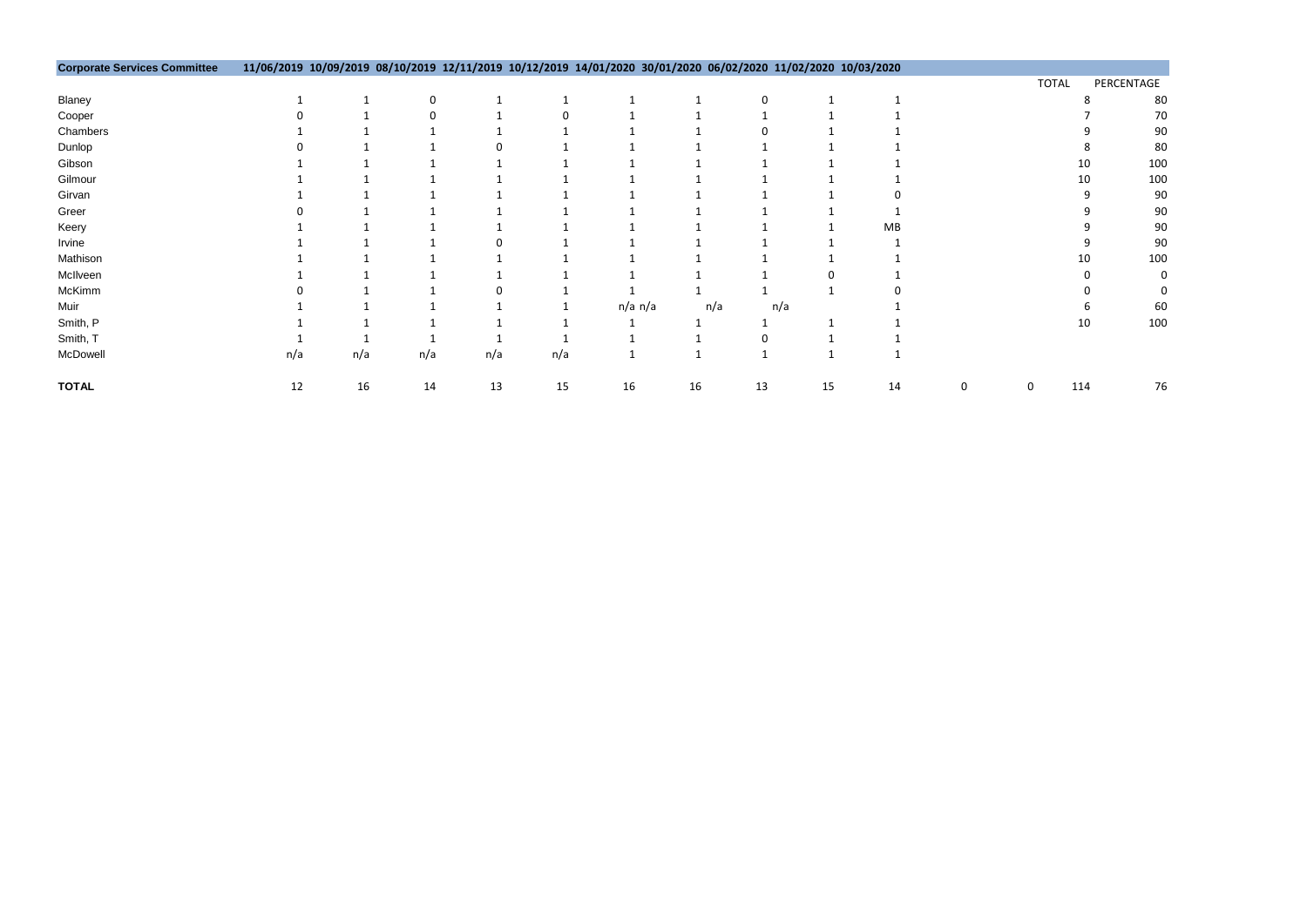| Corporate Services Committee | 11/06/2019 | 10/09/2019 | 08/10/2019 | 12/11/2019 | 10/12/2019 | 14/01/2020 | 30/01/2020 | 06/02/2020 | 11/02/2020 | 10/03/2020 | | | TOTAL | PERCENTAGE |
|---|---|---|---|---|---|---|---|---|---|---|---|---|---|---|
| Blaney | 1 | 1 | 0 | 1 | 1 | 1 | 1 | 0 | 1 | 1 | | | 8 | 80 |
| Cooper | 0 | 1 | 0 | 1 | 0 | 1 | 1 | 1 | 1 | 1 | | | 7 | 70 |
| Chambers | 1 | 1 | 1 | 1 | 1 | 1 | 1 | 0 | 1 | 1 | | | 9 | 90 |
| Dunlop | 0 | 1 | 1 | 0 | 1 | 1 | 1 | 1 | 1 | 1 | | | 8 | 80 |
| Gibson | 1 | 1 | 1 | 1 | 1 | 1 | 1 | 1 | 1 | 1 | | | 10 | 100 |
| Gilmour | 1 | 1 | 1 | 1 | 1 | 1 | 1 | 1 | 1 | 1 | | | 10 | 100 |
| Girvan | 1 | 1 | 1 | 1 | 1 | 1 | 1 | 1 | 1 | 0 | | | 9 | 90 |
| Greer | 0 | 1 | 1 | 1 | 1 | 1 | 1 | 1 | 1 | 1 | | | 9 | 90 |
| Keery | 1 | 1 | 1 | 1 | 1 | 1 | 1 | 1 | 1 | MB | | | 9 | 90 |
| Irvine | 1 | 1 | 1 | 0 | 1 | 1 | 1 | 1 | 1 | 1 | | | 9 | 90 |
| Mathison | 1 | 1 | 1 | 1 | 1 | 1 | 1 | 1 | 1 | 1 | | | 10 | 100 |
| McIlveen | 1 | 1 | 1 | 1 | 1 | 1 | 1 | 1 | 0 | 1 | | | 0 | 0 |
| McKimm | 0 | 1 | 1 | 0 | 1 | 1 | 1 | 1 | 1 | 0 | | | 0 | 0 |
| Muir | 1 | 1 | 1 | 1 | 1 | n/a | n/a | n/a | n/a | 1 | | | 6 | 60 |
| Smith, P | 1 | 1 | 1 | 1 | 1 | 1 | 1 | 1 | 1 | 1 | | | 10 | 100 |
| Smith, T | 1 | 1 | 1 | 1 | 1 | 1 | 1 | 0 | 1 | 1 | | | | |
| McDowell | n/a | n/a | n/a | n/a | n/a | 1 | 1 | 1 | 1 | 1 | | | | |
| **TOTAL** | 12 | 16 | 14 | 13 | 15 | 16 | 16 | 13 | 15 | 14 | 0 | 0 | 114 | 76 |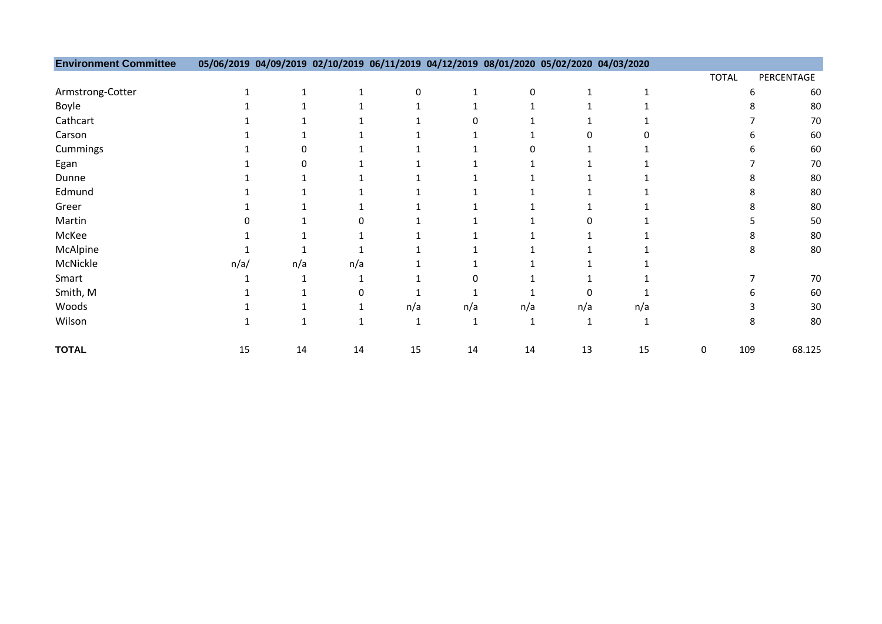| Environment Committee | 05/06/2019 | 04/09/2019 | 02/10/2019 | 06/11/2019 | 04/12/2019 | 08/01/2020 | 05/02/2020 | 04/03/2020 | | TOTAL | PERCENTAGE |
|---|---|---|---|---|---|---|---|---|---|---|---|
| Armstrong-Cotter | 1 | 1 | 1 | 0 | 1 | 0 | 1 | 1 | | 6 | 60 |
| Boyle | 1 | 1 | 1 | 1 | 1 | 1 | 1 | 1 | | 8 | 80 |
| Cathcart | 1 | 1 | 1 | 1 | 0 | 1 | 1 | 1 | | 7 | 70 |
| Carson | 1 | 1 | 1 | 1 | 1 | 1 | 0 | 0 | | 6 | 60 |
| Cummings | 1 | 0 | 1 | 1 | 1 | 0 | 1 | 1 | | 6 | 60 |
| Egan | 1 | 0 | 1 | 1 | 1 | 1 | 1 | 1 | | 7 | 70 |
| Dunne | 1 | 1 | 1 | 1 | 1 | 1 | 1 | 1 | | 8 | 80 |
| Edmund | 1 | 1 | 1 | 1 | 1 | 1 | 1 | 1 | | 8 | 80 |
| Greer | 1 | 1 | 1 | 1 | 1 | 1 | 1 | 1 | | 8 | 80 |
| Martin | 0 | 1 | 0 | 1 | 1 | 1 | 0 | 1 | | 5 | 50 |
| McKee | 1 | 1 | 1 | 1 | 1 | 1 | 1 | 1 | | 8 | 80 |
| McAlpine | 1 | 1 | 1 | 1 | 1 | 1 | 1 | 1 | | 8 | 80 |
| McNickle | n/a/ | n/a | n/a | 1 | 1 | 1 | 1 | 1 | | | |
| Smart | 1 | 1 | 1 | 1 | 0 | 1 | 1 | 1 | | 7 | 70 |
| Smith, M | 1 | 1 | 0 | 1 | 1 | 1 | 0 | 1 | | 6 | 60 |
| Woods | 1 | 1 | 1 | n/a | n/a | n/a | n/a | n/a | | 3 | 30 |
| Wilson | 1 | 1 | 1 | 1 | 1 | 1 | 1 | 1 | | 8 | 80 |
| **TOTAL** | 15 | 14 | 14 | 15 | 14 | 14 | 13 | 15 | 0 | 109 | 68.125 |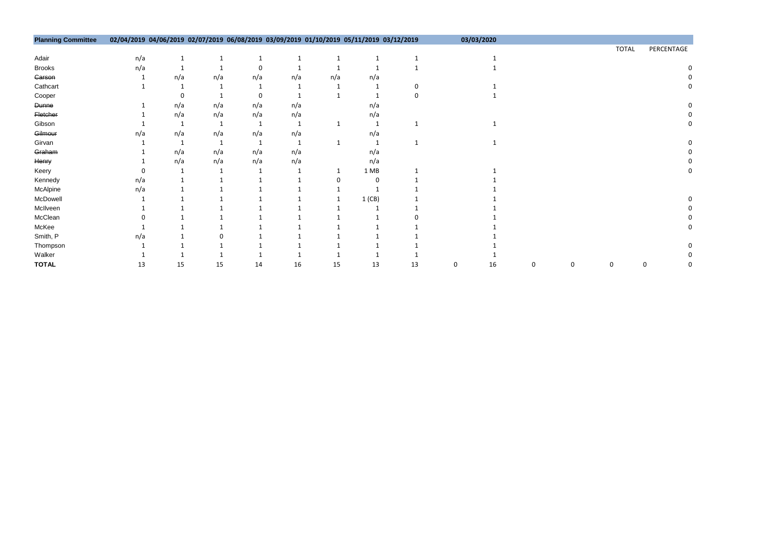| Planning Committee | 02/04/2019 | 04/06/2019 | 02/07/2019 | 06/08/2019 | 03/09/2019 | 01/10/2019 | 05/11/2019 | 03/12/2019 | | 03/03/2020 | | | TOTAL | | PERCENTAGE |
|---|---|---|---|---|---|---|---|---|---|---|---|---|---|---|---|
| Adair | n/a | 1 | 1 | 1 | 1 | 1 | 1 | 1 | | 1 | | | | | |
| Brooks | n/a | 1 | 1 | 0 | 1 | 1 | 1 | 1 | | 1 | | | | | 0 |
| ~~Carson~~ | 1 | n/a | n/a | n/a | n/a | n/a | n/a | | | | | | | | 0 |
| Cathcart | 1 | 1 | 1 | 1 | 1 | 1 | 1 | 0 | | 1 | | | | | 0 |
| Cooper | | 0 | 1 | 0 | 1 | 1 | 1 | 0 | | 1 | | | | | |
| ~~Dunne~~ | 1 | n/a | n/a | n/a | n/a | | n/a | | | | | | | | 0 |
| ~~Fletcher~~ | 1 | n/a | n/a | n/a | n/a | | n/a | | | | | | | | 0 |
| Gibson | 1 | 1 | 1 | 1 | 1 | 1 | 1 | 1 | | 1 | | | | | 0 |
| ~~Gilmour~~ | n/a | n/a | n/a | n/a | n/a | | n/a | | | | | | | | |
| Girvan | 1 | 1 | 1 | 1 | 1 | 1 | 1 | 1 | | 1 | | | | | 0 |
| ~~Graham~~ | 1 | n/a | n/a | n/a | n/a | | n/a | | | | | | | | 0 |
| ~~Henry~~ | 1 | n/a | n/a | n/a | n/a | | n/a | | | | | | | | 0 |
| Keery | 0 | 1 | 1 | 1 | 1 | 1 | 1 MB | 1 | | 1 | | | | | 0 |
| Kennedy | n/a | 1 | 1 | 1 | 1 | 0 | 0 | 1 | | 1 | | | | | |
| McAlpine | n/a | 1 | 1 | 1 | 1 | 1 | 1 | 1 | | 1 | | | | | |
| McDowell | 1 | 1 | 1 | 1 | 1 | 1 | 1 (CB) | 1 | | 1 | | | | | 0 |
| McIlveen | 1 | 1 | 1 | 1 | 1 | 1 | 1 | 1 | | 1 | | | | | 0 |
| McClean | 0 | 1 | 1 | 1 | 1 | 1 | 1 | 0 | | 1 | | | | | 0 |
| McKee | 1 | 1 | 1 | 1 | 1 | 1 | 1 | 1 | | 1 | | | | | 0 |
| Smith, P | n/a | 1 | 0 | 1 | 1 | 1 | 1 | 1 | | 1 | | | | | |
| Thompson | 1 | 1 | 1 | 1 | 1 | 1 | 1 | 1 | | 1 | | | | | 0 |
| Walker | 1 | 1 | 1 | 1 | 1 | 1 | 1 | 1 | | 1 | | | | | 0 |
| **TOTAL** | 13 | 15 | 15 | 14 | 16 | 15 | 13 | 13 | 0 | 16 | 0 | 0 | 0 | 0 | 0 |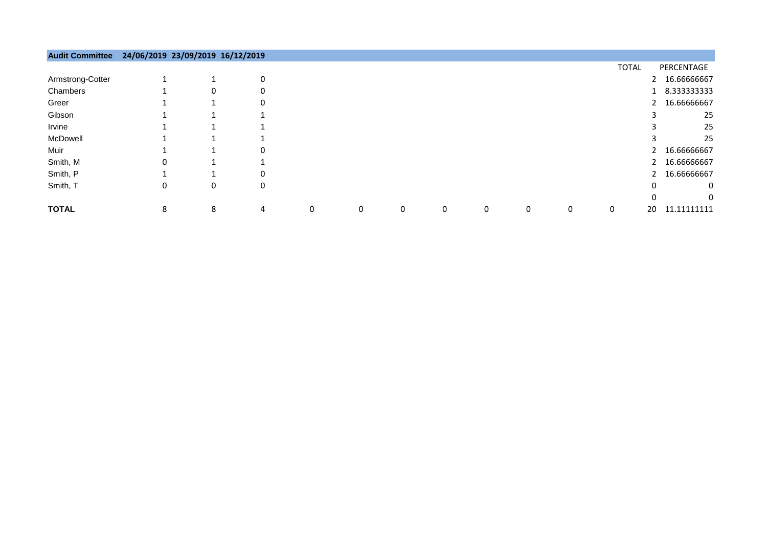| Audit Committee | 24/06/2019 | 23/09/2019 | 16/12/2019 | | | | | | | | | TOTAL | PERCENTAGE |
|---|---|---|---|---|---|---|---|---|---|---|---|---|---|
| Armstrong-Cotter | 1 | 1 | 0 | | | | | | | | | 2 | 16.66666667 |
| Chambers | 1 | 0 | 0 | | | | | | | | | 1 | 8.333333333 |
| Greer | 1 | 1 | 0 | | | | | | | | | 2 | 16.66666667 |
| Gibson | 1 | 1 | 1 | | | | | | | | | 3 | 25 |
| Irvine | 1 | 1 | 1 | | | | | | | | | 3 | 25 |
| McDowell | 1 | 1 | 1 | | | | | | | | | 3 | 25 |
| Muir | 1 | 1 | 0 | | | | | | | | | 2 | 16.66666667 |
| Smith, M | 0 | 1 | 1 | | | | | | | | | 2 | 16.66666667 |
| Smith, P | 1 | 1 | 0 | | | | | | | | | 2 | 16.66666667 |
| Smith, T | 0 | 0 | 0 | | | | | | | | | 0 | 0 |
| | | | | | | | | | | | | 0 | 0 |
| **TOTAL** | 8 | 8 | 4 | 0 | 0 | 0 | 0 | 0 | 0 | 0 | 0 | 20 | 11.11111111 |